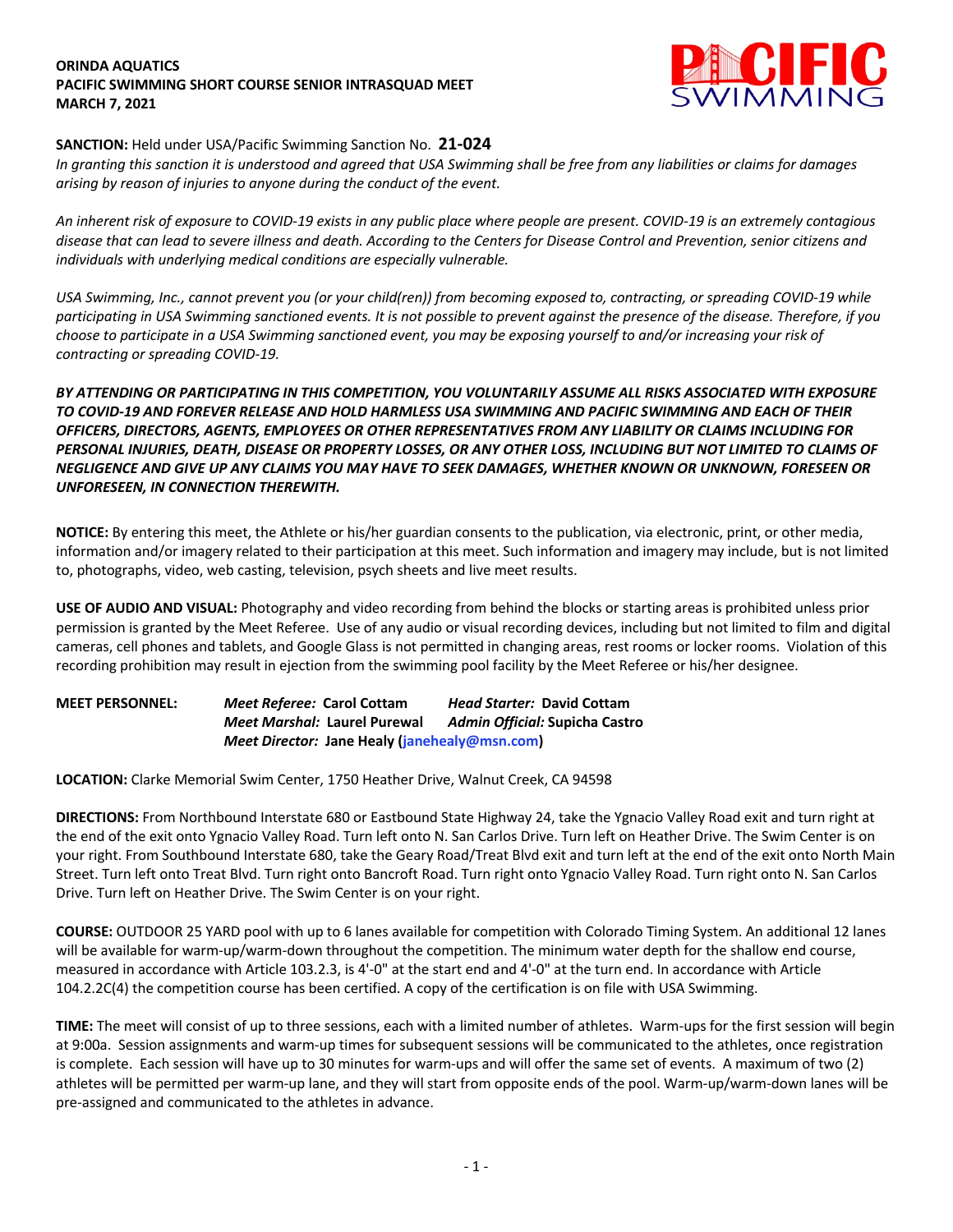**ORINDA AQUATICS**
**PACIFIC SWIMMING SHORT COURSE SENIOR INTRASQUAD MEET**
**MARCH 7, 2021**

**SANCTION:** Held under USA/Pacific Swimming Sanction No. **21-024**
*In granting this sanction it is understood and agreed that USA Swimming shall be free from any liabilities or claims for damages arising by reason of injuries to anyone during the conduct of the event.*

*An inherent risk of exposure to COVID-19 exists in any public place where people are present. COVID-19 is an extremely contagious disease that can lead to severe illness and death. According to the Centers for Disease Control and Prevention, senior citizens and individuals with underlying medical conditions are especially vulnerable.*

*USA Swimming, Inc., cannot prevent you (or your child(ren)) from becoming exposed to, contracting, or spreading COVID-19 while participating in USA Swimming sanctioned events. It is not possible to prevent against the presence of the disease. Therefore, if you choose to participate in a USA Swimming sanctioned event, you may be exposing yourself to and/or increasing your risk of contracting or spreading COVID-19.*

***BY ATTENDING OR PARTICIPATING IN THIS COMPETITION, YOU VOLUNTARILY ASSUME ALL RISKS ASSOCIATED WITH EXPOSURE TO COVID-19 AND FOREVER RELEASE AND HOLD HARMLESS USA SWIMMING AND PACIFIC SWIMMING AND EACH OF THEIR OFFICERS, DIRECTORS, AGENTS, EMPLOYEES OR OTHER REPRESENTATIVES FROM ANY LIABILITY OR CLAIMS INCLUDING FOR PERSONAL INJURIES, DEATH, DISEASE OR PROPERTY LOSSES, OR ANY OTHER LOSS, INCLUDING BUT NOT LIMITED TO CLAIMS OF NEGLIGENCE AND GIVE UP ANY CLAIMS YOU MAY HAVE TO SEEK DAMAGES, WHETHER KNOWN OR UNKNOWN, FORESEEN OR UNFORESEEN, IN CONNECTION THEREWITH.***

**NOTICE:** By entering this meet, the Athlete or his/her guardian consents to the publication, via electronic, print, or other media, information and/or imagery related to their participation at this meet. Such information and imagery may include, but is not limited to, photographs, video, web casting, television, psych sheets and live meet results.

**USE OF AUDIO AND VISUAL:** Photography and video recording from behind the blocks or starting areas is prohibited unless prior permission is granted by the Meet Referee. Use of any audio or visual recording devices, including but not limited to film and digital cameras, cell phones and tablets, and Google Glass is not permitted in changing areas, rest rooms or locker rooms. Violation of this recording prohibition may result in ejection from the swimming pool facility by the Meet Referee or his/her designee.

**MEET PERSONNEL:**
*Meet Referee:* **Carol Cottam** *Head Starter:* **David Cottam**
*Meet Marshal:* **Laurel Purewal** *Admin Official:* **Supicha Castro**
*Meet Director:* **Jane Healy (janehealy@msn.com)**

**LOCATION:** Clarke Memorial Swim Center, 1750 Heather Drive, Walnut Creek, CA 94598

**DIRECTIONS:** From Northbound Interstate 680 or Eastbound State Highway 24, take the Ygnacio Valley Road exit and turn right at the end of the exit onto Ygnacio Valley Road. Turn left onto N. San Carlos Drive. Turn left on Heather Drive. The Swim Center is on your right. From Southbound Interstate 680, take the Geary Road/Treat Blvd exit and turn left at the end of the exit onto North Main Street. Turn left onto Treat Blvd. Turn right onto Bancroft Road. Turn right onto Ygnacio Valley Road. Turn right onto N. San Carlos Drive. Turn left on Heather Drive. The Swim Center is on your right.

**COURSE:** OUTDOOR 25 YARD pool with up to 6 lanes available for competition with Colorado Timing System. An additional 12 lanes will be available for warm-up/warm-down throughout the competition. The minimum water depth for the shallow end course, measured in accordance with Article 103.2.3, is 4'-0" at the start end and 4'-0" at the turn end. In accordance with Article 104.2.2C(4) the competition course has been certified. A copy of the certification is on file with USA Swimming.

**TIME:** The meet will consist of up to three sessions, each with a limited number of athletes. Warm-ups for the first session will begin at 9:00a. Session assignments and warm-up times for subsequent sessions will be communicated to the athletes, once registration is complete. Each session will have up to 30 minutes for warm-ups and will offer the same set of events. A maximum of two (2) athletes will be permitted per warm-up lane, and they will start from opposite ends of the pool. Warm-up/warm-down lanes will be pre-assigned and communicated to the athletes in advance.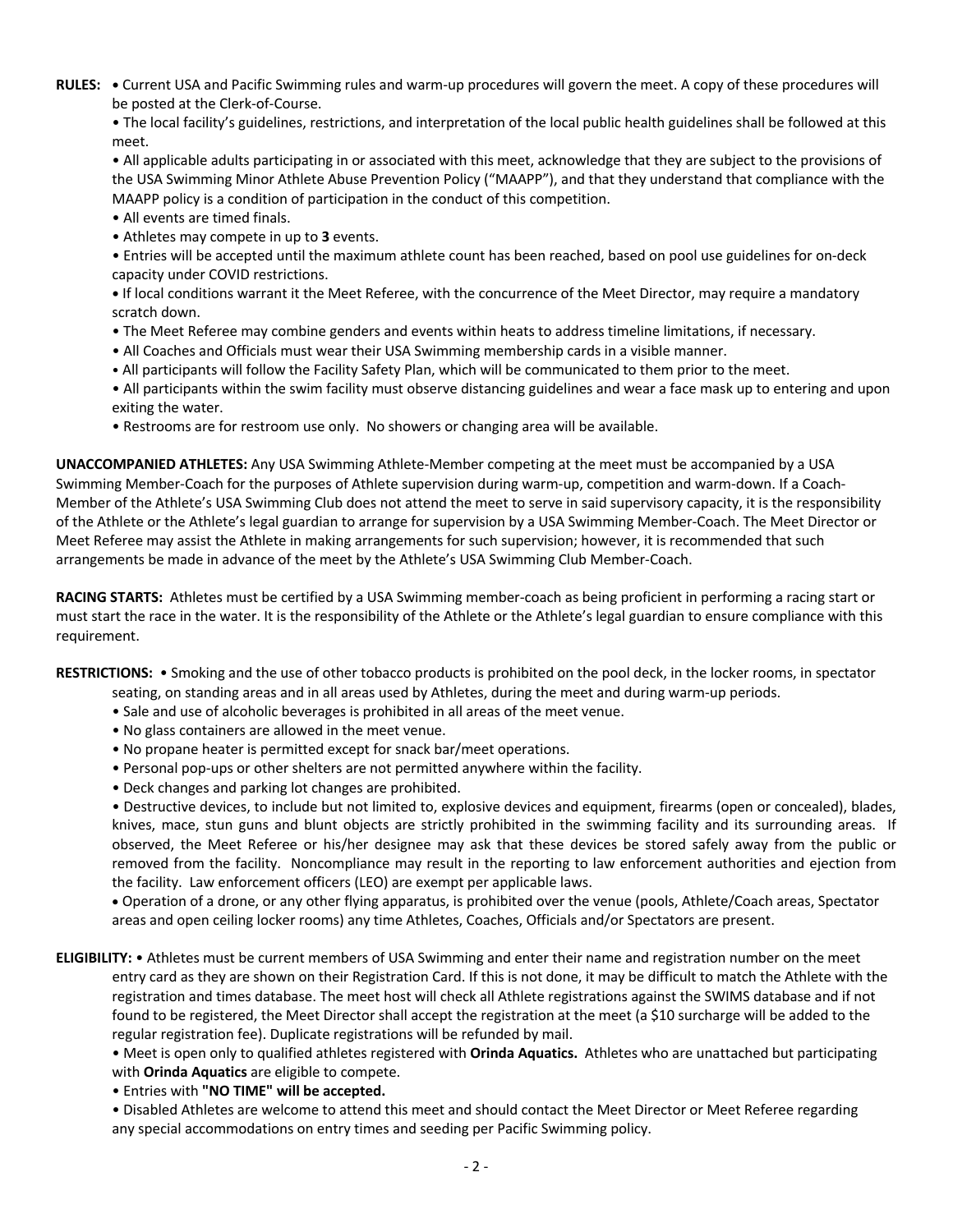**RULES:** • Current USA and Pacific Swimming rules and warm-up procedures will govern the meet. A copy of these procedures will be posted at the Clerk-of-Course.

- The local facility's guidelines, restrictions, and interpretation of the local public health guidelines shall be followed at this meet.
- All applicable adults participating in or associated with this meet, acknowledge that they are subject to the provisions of the USA Swimming Minor Athlete Abuse Prevention Policy ("MAAPP"), and that they understand that compliance with the MAAPP policy is a condition of participation in the conduct of this competition.
- All events are timed finals.
- Athletes may compete in up to **3** events.
- Entries will be accepted until the maximum athlete count has been reached, based on pool use guidelines for on-deck capacity under COVID restrictions.
- If local conditions warrant it the Meet Referee, with the concurrence of the Meet Director, may require a mandatory scratch down.
- The Meet Referee may combine genders and events within heats to address timeline limitations, if necessary.
- All Coaches and Officials must wear their USA Swimming membership cards in a visible manner.
- All participants will follow the Facility Safety Plan, which will be communicated to them prior to the meet.
- All participants within the swim facility must observe distancing guidelines and wear a face mask up to entering and upon exiting the water.
- Restrooms are for restroom use only. No showers or changing area will be available.

**UNACCOMPANIED ATHLETES:** Any USA Swimming Athlete-Member competing at the meet must be accompanied by a USA Swimming Member-Coach for the purposes of Athlete supervision during warm-up, competition and warm-down. If a Coach-Member of the Athlete's USA Swimming Club does not attend the meet to serve in said supervisory capacity, it is the responsibility of the Athlete or the Athlete's legal guardian to arrange for supervision by a USA Swimming Member-Coach. The Meet Director or Meet Referee may assist the Athlete in making arrangements for such supervision; however, it is recommended that such arrangements be made in advance of the meet by the Athlete's USA Swimming Club Member-Coach.

**RACING STARTS:** Athletes must be certified by a USA Swimming member-coach as being proficient in performing a racing start or must start the race in the water. It is the responsibility of the Athlete or the Athlete's legal guardian to ensure compliance with this requirement.

**RESTRICTIONS:** • Smoking and the use of other tobacco products is prohibited on the pool deck, in the locker rooms, in spectator seating, on standing areas and in all areas used by Athletes, during the meet and during warm-up periods.

- Sale and use of alcoholic beverages is prohibited in all areas of the meet venue.
- No glass containers are allowed in the meet venue.
- No propane heater is permitted except for snack bar/meet operations.
- Personal pop-ups or other shelters are not permitted anywhere within the facility.
- Deck changes and parking lot changes are prohibited.
- Destructive devices, to include but not limited to, explosive devices and equipment, firearms (open or concealed), blades, knives, mace, stun guns and blunt objects are strictly prohibited in the swimming facility and its surrounding areas. If observed, the Meet Referee or his/her designee may ask that these devices be stored safely away from the public or removed from the facility. Noncompliance may result in the reporting to law enforcement authorities and ejection from the facility. Law enforcement officers (LEO) are exempt per applicable laws.
- Operation of a drone, or any other flying apparatus, is prohibited over the venue (pools, Athlete/Coach areas, Spectator areas and open ceiling locker rooms) any time Athletes, Coaches, Officials and/or Spectators are present.

**ELIGIBILITY:** • Athletes must be current members of USA Swimming and enter their name and registration number on the meet entry card as they are shown on their Registration Card. If this is not done, it may be difficult to match the Athlete with the registration and times database. The meet host will check all Athlete registrations against the SWIMS database and if not found to be registered, the Meet Director shall accept the registration at the meet (a $10 surcharge will be added to the regular registration fee). Duplicate registrations will be refunded by mail.

- Meet is open only to qualified athletes registered with **Orinda Aquatics.** Athletes who are unattached but participating with **Orinda Aquatics** are eligible to compete.
- Entries with **"NO TIME" will be accepted.**
- Disabled Athletes are welcome to attend this meet and should contact the Meet Director or Meet Referee regarding any special accommodations on entry times and seeding per Pacific Swimming policy.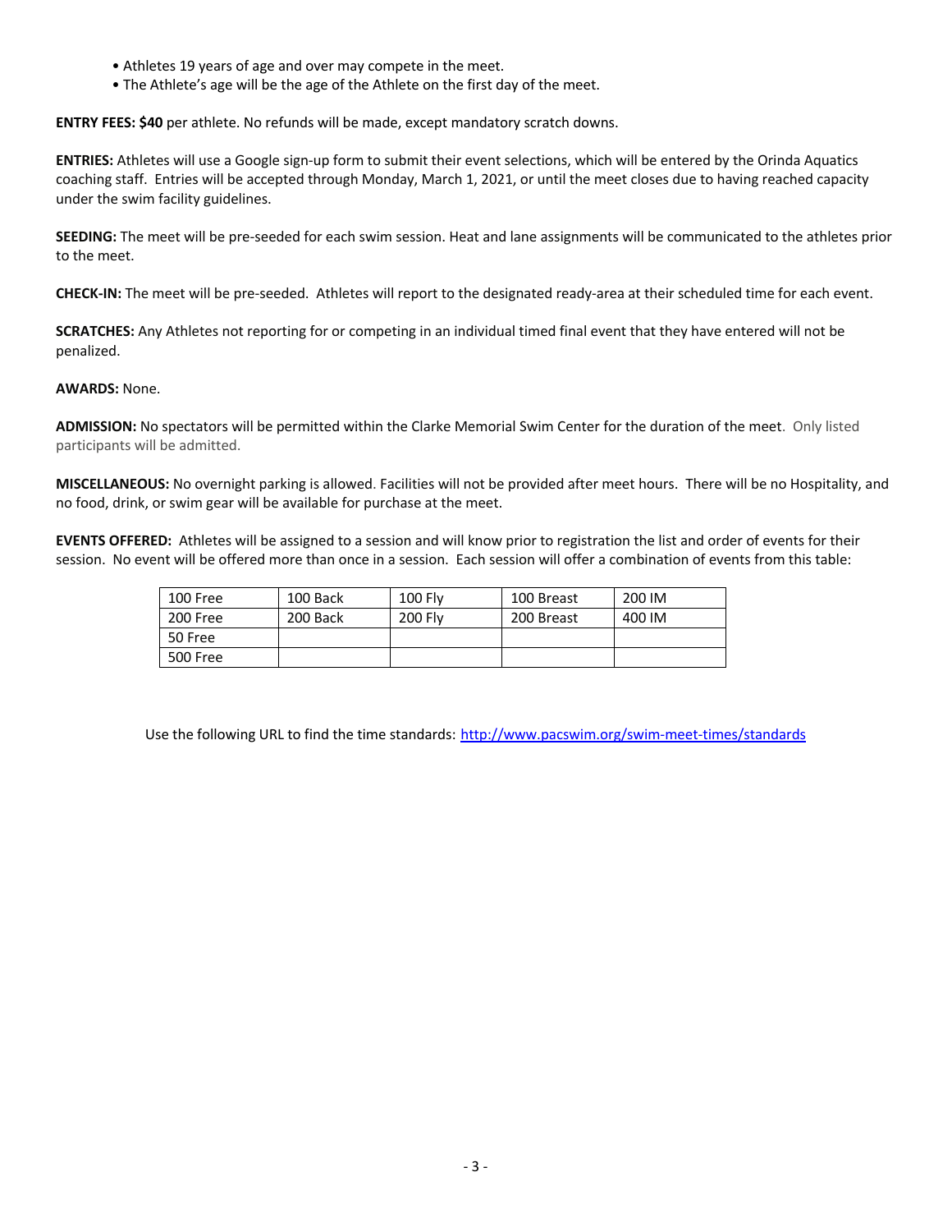- Athletes 19 years of age and over may compete in the meet.
- The Athlete's age will be the age of the Athlete on the first day of the meet.

**ENTRY FEES: $40** per athlete. No refunds will be made, except mandatory scratch downs.

**ENTRIES:** Athletes will use a Google sign-up form to submit their event selections, which will be entered by the Orinda Aquatics coaching staff. Entries will be accepted through Monday, March 1, 2021, or until the meet closes due to having reached capacity under the swim facility guidelines.

**SEEDING:** The meet will be pre-seeded for each swim session. Heat and lane assignments will be communicated to the athletes prior to the meet.

**CHECK-IN:** The meet will be pre-seeded. Athletes will report to the designated ready-area at their scheduled time for each event.

**SCRATCHES:** Any Athletes not reporting for or competing in an individual timed final event that they have entered will not be penalized.

**AWARDS:** None.

**ADMISSION:** No spectators will be permitted within the Clarke Memorial Swim Center for the duration of the meet. Only listed participants will be admitted.

**MISCELLANEOUS:** No overnight parking is allowed. Facilities will not be provided after meet hours. There will be no Hospitality, and no food, drink, or swim gear will be available for purchase at the meet.

**EVENTS OFFERED:** Athletes will be assigned to a session and will know prior to registration the list and order of events for their session. No event will be offered more than once in a session. Each session will offer a combination of events from this table:

| | | | | |
|---|---|---|---|---|
| 100 Free | 100 Back | 100 Fly | 100 Breast | 200 IM |
| 200 Free | 200 Back | 200 Fly | 200 Breast | 400 IM |
| 50 Free | | | | |
| 500 Free | | | | |

Use the following URL to find the time standards: http://www.pacswim.org/swim-meet-times/standards